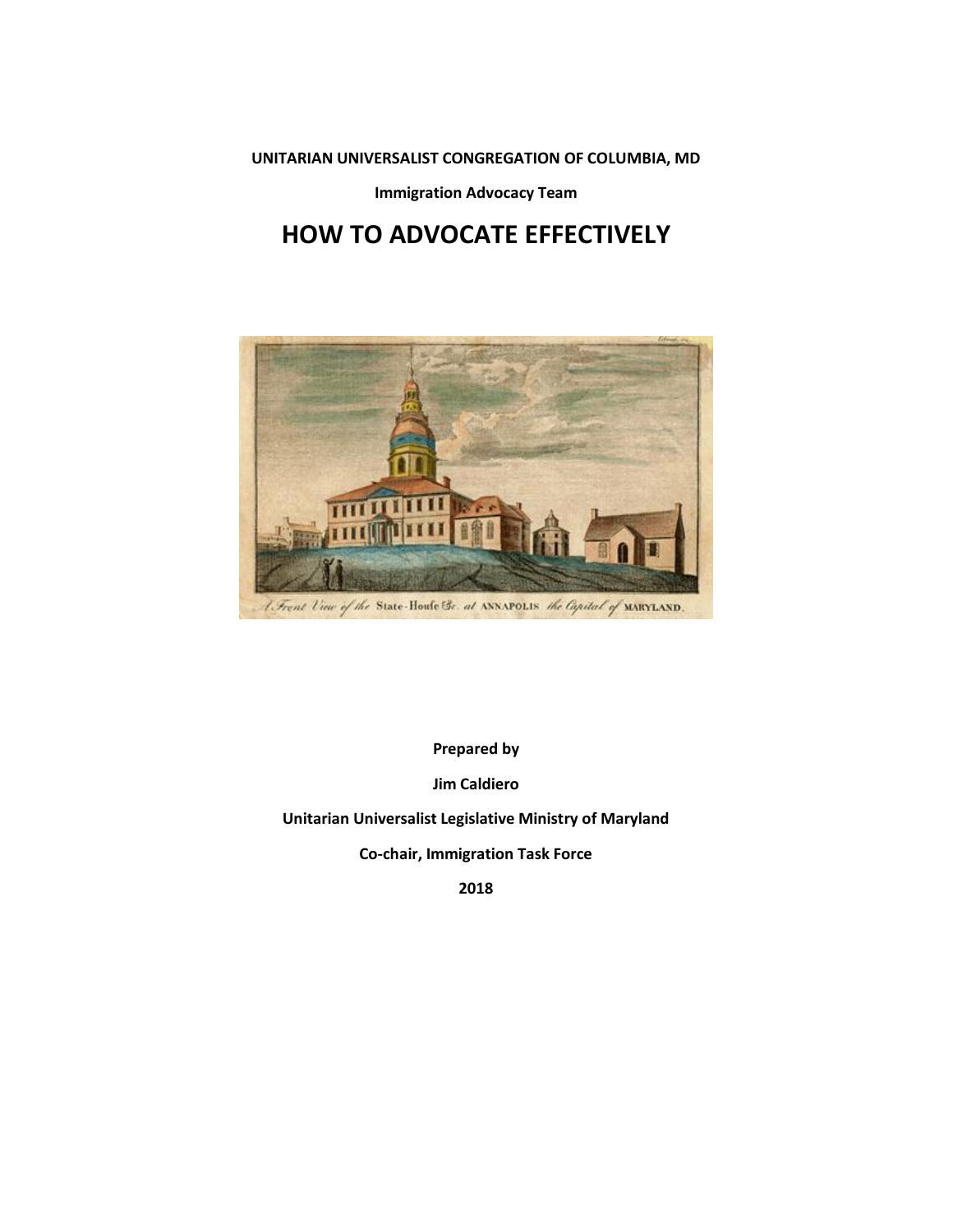**UNITARIAN UNIVERSALIST CONGREGATION OF COLUMBIA, MD**

**Immigration Advocacy Team**

# HOW TO ADVOCATE EFFECTIVELY

A Front View of the State-House &c. at ANNAPOLIS the Capital of MARYLAND.

**Prepared by**

**Jim Caldiero**

**Unitarian Universalist Legislative Ministry of Maryland**

**Co-chair, Immigration Task Force**

**2018**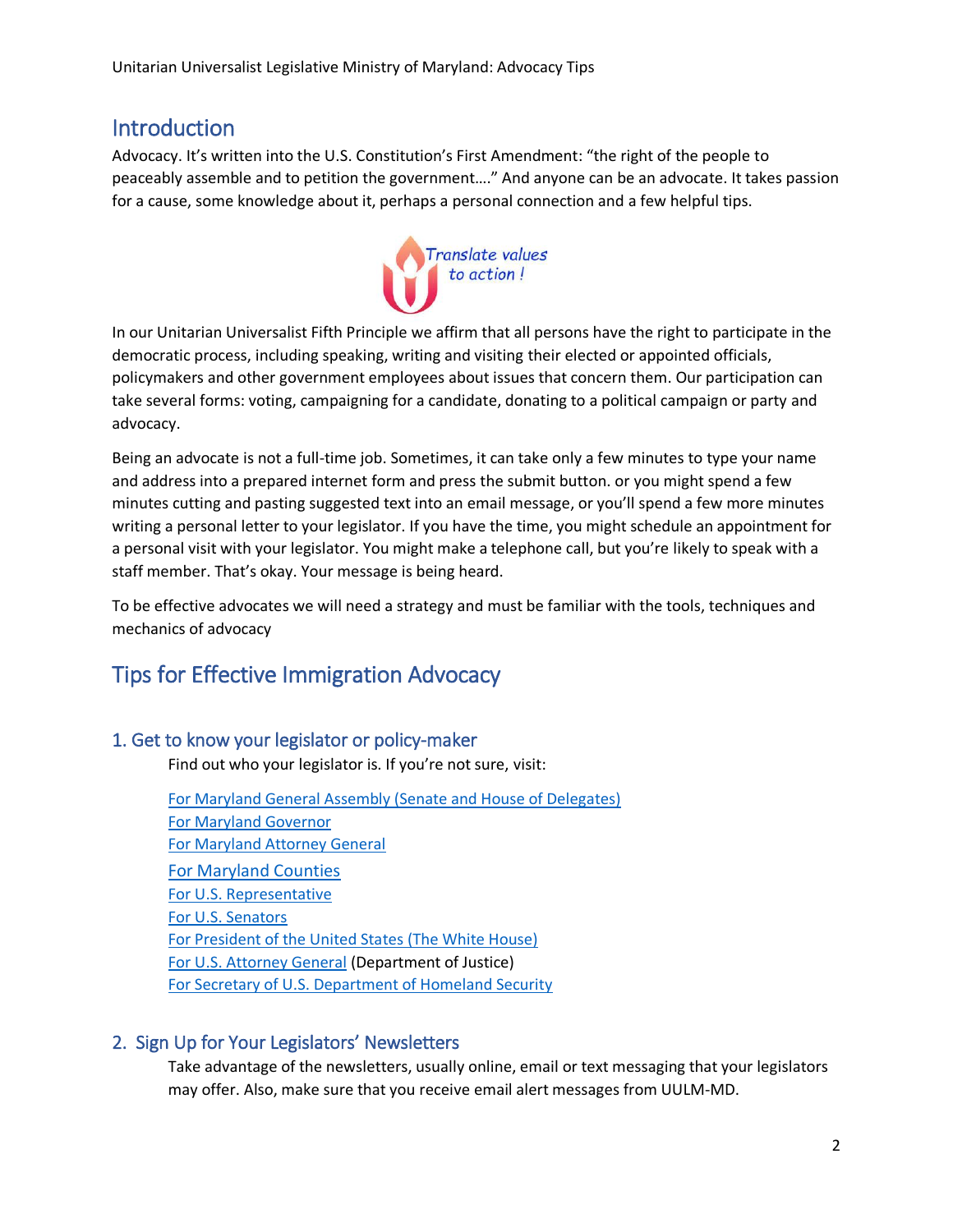## Introduction

Advocacy. It's written into the U.S. Constitution's First Amendment: "the right of the people to peaceably assemble and to petition the government…." And anyone can be an advocate. It takes passion for a cause, some knowledge about it, perhaps a personal connection and a few helpful tips.

*Translate values to action !*

In our Unitarian Universalist Fifth Principle we affirm that all persons have the right to participate in the democratic process, including speaking, writing and visiting their elected or appointed officials, policymakers and other government employees about issues that concern them. Our participation can take several forms: voting, campaigning for a candidate, donating to a political campaign or party and advocacy.

Being an advocate is not a full-time job. Sometimes, it can take only a few minutes to type your name and address into a prepared internet form and press the submit button. or you might spend a few minutes cutting and pasting suggested text into an email message, or you'll spend a few more minutes writing a personal letter to your legislator. If you have the time, you might schedule an appointment for a personal visit with your legislator. You might make a telephone call, but you're likely to speak with a staff member. That's okay. Your message is being heard.

To be effective advocates we will need a strategy and must be familiar with the tools, techniques and mechanics of advocacy

## Tips for Effective Immigration Advocacy

### 1. Get to know your legislator or policy-maker

Find out who your legislator is. If you're not sure, visit:

For Maryland General Assembly (Senate and House of Delegates)
For Maryland Governor
For Maryland Attorney General
For Maryland Counties
For U.S. Representative
For U.S. Senators
For President of the United States (The White House)
For U.S. Attorney General (Department of Justice)
For Secretary of U.S. Department of Homeland Security

### 2. Sign Up for Your Legislators' Newsletters

Take advantage of the newsletters, usually online, email or text messaging that your legislators may offer. Also, make sure that you receive email alert messages from UULM-MD.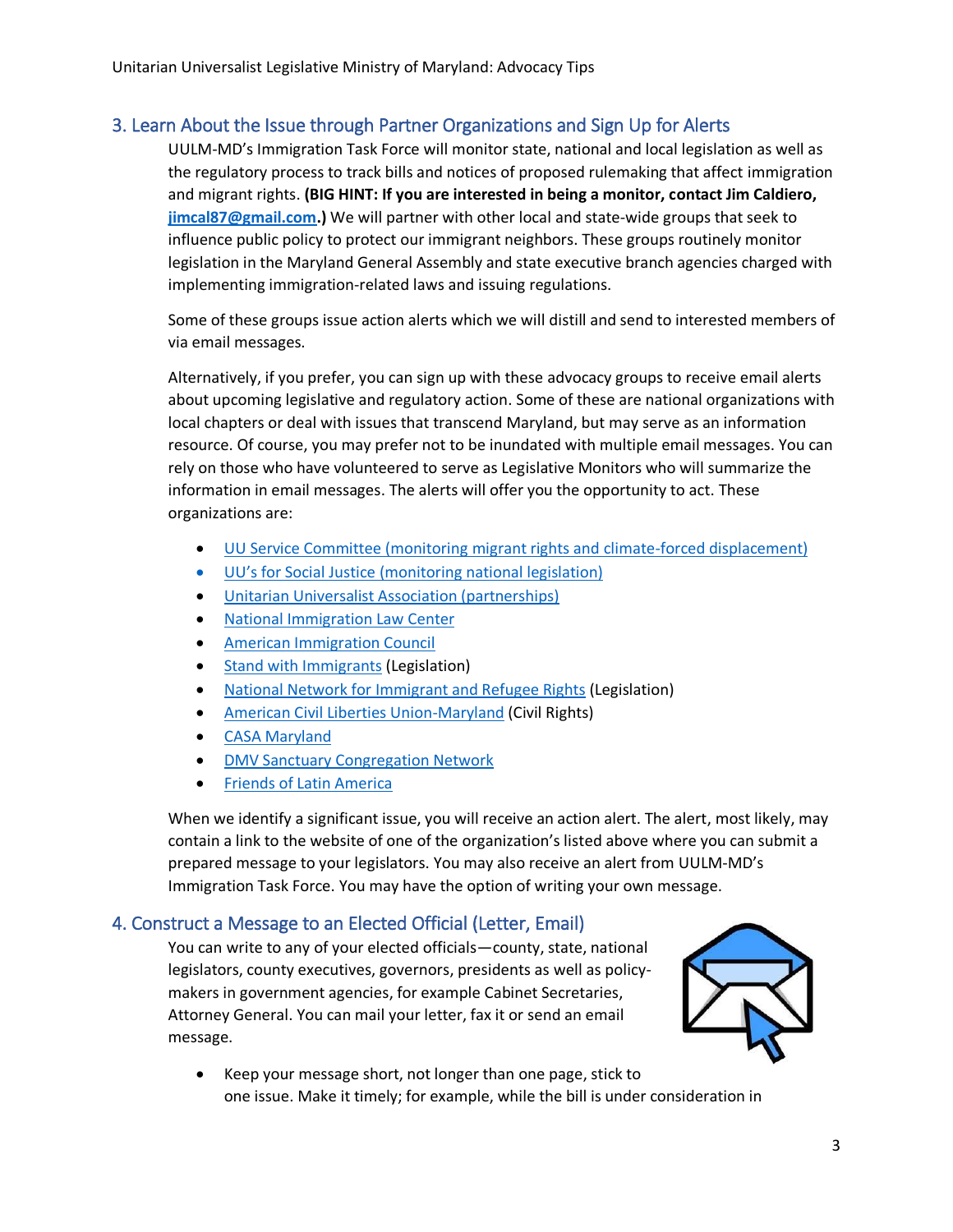## 3. Learn About the Issue through Partner Organizations and Sign Up for Alerts

UULM-MD's Immigration Task Force will monitor state, national and local legislation as well as the regulatory process to track bills and notices of proposed rulemaking that affect immigration and migrant rights. **(BIG HINT: If you are interested in being a monitor, contact Jim Caldiero, jimcal87@gmail.com.)** We will partner with other local and state-wide groups that seek to influence public policy to protect our immigrant neighbors. These groups routinely monitor legislation in the Maryland General Assembly and state executive branch agencies charged with implementing immigration-related laws and issuing regulations.

Some of these groups issue action alerts which we will distill and send to interested members of via email messages.

Alternatively, if you prefer, you can sign up with these advocacy groups to receive email alerts about upcoming legislative and regulatory action. Some of these are national organizations with local chapters or deal with issues that transcend Maryland, but may serve as an information resource. Of course, you may prefer not to be inundated with multiple email messages. You can rely on those who have volunteered to serve as Legislative Monitors who will summarize the information in email messages. The alerts will offer you the opportunity to act. These organizations are:

- UU Service Committee (monitoring migrant rights and climate-forced displacement)
- UU's for Social Justice (monitoring national legislation)
- Unitarian Universalist Association (partnerships)
- National Immigration Law Center
- American Immigration Council
- Stand with Immigrants (Legislation)
- National Network for Immigrant and Refugee Rights (Legislation)
- American Civil Liberties Union-Maryland (Civil Rights)
- CASA Maryland
- DMV Sanctuary Congregation Network
- Friends of Latin America

When we identify a significant issue, you will receive an action alert. The alert, most likely, may contain a link to the website of one of the organization's listed above where you can submit a prepared message to your legislators. You may also receive an alert from UULM-MD's Immigration Task Force. You may have the option of writing your own message.

## 4. Construct a Message to an Elected Official (Letter, Email)

You can write to any of your elected officials—county, state, national legislators, county executives, governors, presidents as well as policy-makers in government agencies, for example Cabinet Secretaries, Attorney General. You can mail your letter, fax it or send an email message.

- Keep your message short, not longer than one page, stick to one issue. Make it timely; for example, while the bill is under consideration in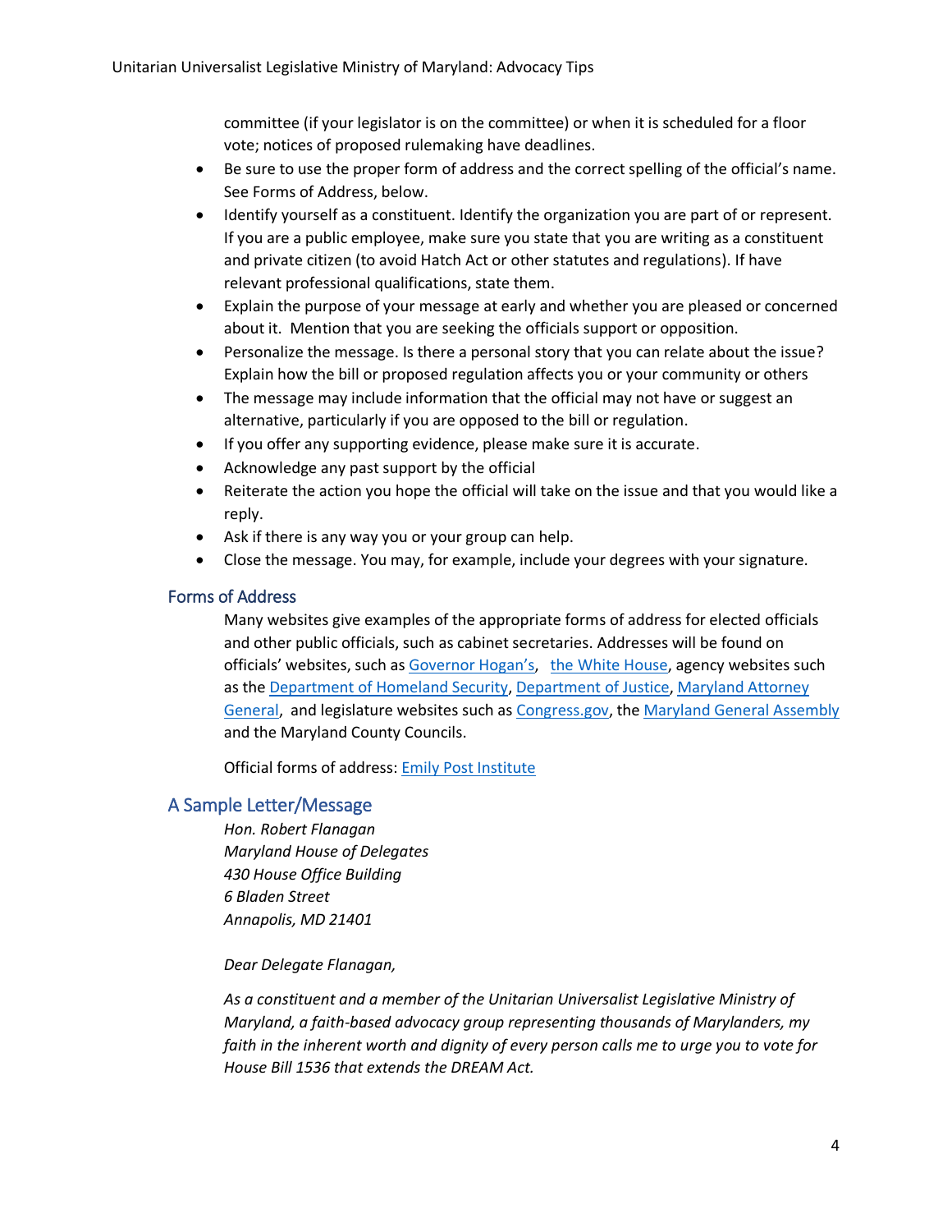committee (if your legislator is on the committee) or when it is scheduled for a floor vote; notices of proposed rulemaking have deadlines.

- Be sure to use the proper form of address and the correct spelling of the official's name. See Forms of Address, below.
- Identify yourself as a constituent. Identify the organization you are part of or represent. If you are a public employee, make sure you state that you are writing as a constituent and private citizen (to avoid Hatch Act or other statutes and regulations). If have relevant professional qualifications, state them.
- Explain the purpose of your message at early and whether you are pleased or concerned about it. Mention that you are seeking the officials support or opposition.
- Personalize the message. Is there a personal story that you can relate about the issue? Explain how the bill or proposed regulation affects you or your community or others
- The message may include information that the official may not have or suggest an alternative, particularly if you are opposed to the bill or regulation.
- If you offer any supporting evidence, please make sure it is accurate.
- Acknowledge any past support by the official
- Reiterate the action you hope the official will take on the issue and that you would like a reply.
- Ask if there is any way you or your group can help.
- Close the message. You may, for example, include your degrees with your signature.

## Forms of Address

Many websites give examples of the appropriate forms of address for elected officials and other public officials, such as cabinet secretaries. Addresses will be found on officials' websites, such as Governor Hogan's, the White House, agency websites such as the Department of Homeland Security, Department of Justice, Maryland Attorney General, and legislature websites such as Congress.gov, the Maryland General Assembly and the Maryland County Councils.

Official forms of address: Emily Post Institute

## A Sample Letter/Message

*Hon. Robert Flanagan*
*Maryland House of Delegates*
*430 House Office Building*
*6 Bladen Street*
*Annapolis, MD 21401*

*Dear Delegate Flanagan,*

*As a constituent and a member of the Unitarian Universalist Legislative Ministry of Maryland, a faith-based advocacy group representing thousands of Marylanders, my faith in the inherent worth and dignity of every person calls me to urge you to vote for House Bill 1536 that extends the DREAM Act.*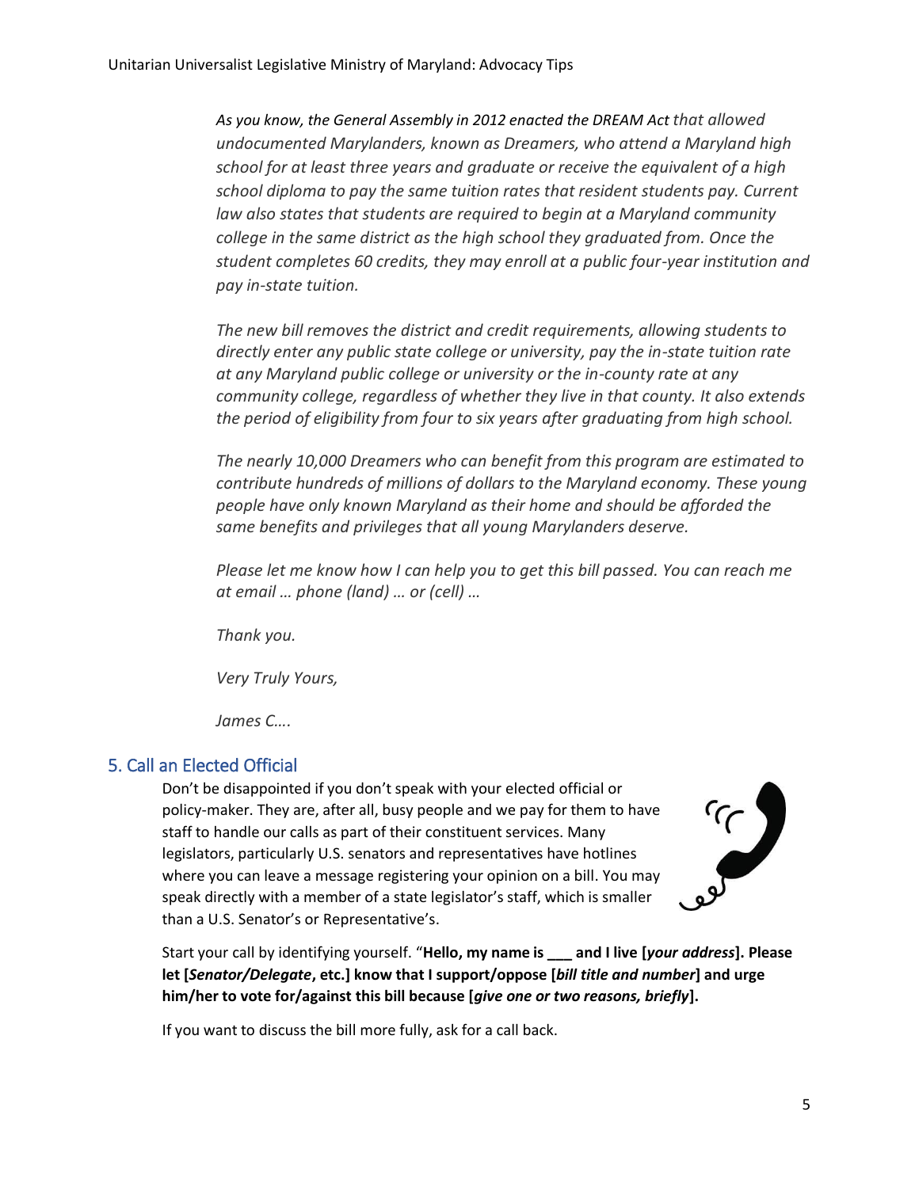*As you know, the General Assembly in 2012 enacted the DREAM Act that allowed undocumented Marylanders, known as Dreamers, who attend a Maryland high school for at least three years and graduate or receive the equivalent of a high school diploma to pay the same tuition rates that resident students pay. Current law also states that students are required to begin at a Maryland community college in the same district as the high school they graduated from. Once the student completes 60 credits, they may enroll at a public four-year institution and pay in-state tuition.*

*The new bill removes the district and credit requirements, allowing students to directly enter any public state college or university, pay the in-state tuition rate at any Maryland public college or university or the in-county rate at any community college, regardless of whether they live in that county. It also extends the period of eligibility from four to six years after graduating from high school.*

*The nearly 10,000 Dreamers who can benefit from this program are estimated to contribute hundreds of millions of dollars to the Maryland economy. These young people have only known Maryland as their home and should be afforded the same benefits and privileges that all young Marylanders deserve.*

*Please let me know how I can help you to get this bill passed. You can reach me at email … phone (land) … or (cell) …*

*Thank you.*

*Very Truly Yours,*

*James C….*

## 5. Call an Elected Official

Don't be disappointed if you don't speak with your elected official or policy-maker. They are, after all, busy people and we pay for them to have staff to handle our calls as part of their constituent services. Many legislators, particularly U.S. senators and representatives have hotlines where you can leave a message registering your opinion on a bill. You may speak directly with a member of a state legislator's staff, which is smaller than a U.S. Senator's or Representative's.

Start your call by identifying yourself. "**Hello, my name is ___ and I live [*your address*]. Please let [*Senator/Delegate*, etc.] know that I support/oppose [*bill title and number*] and urge him/her to vote for/against this bill because [*give one or two reasons, briefly*].**

If you want to discuss the bill more fully, ask for a call back.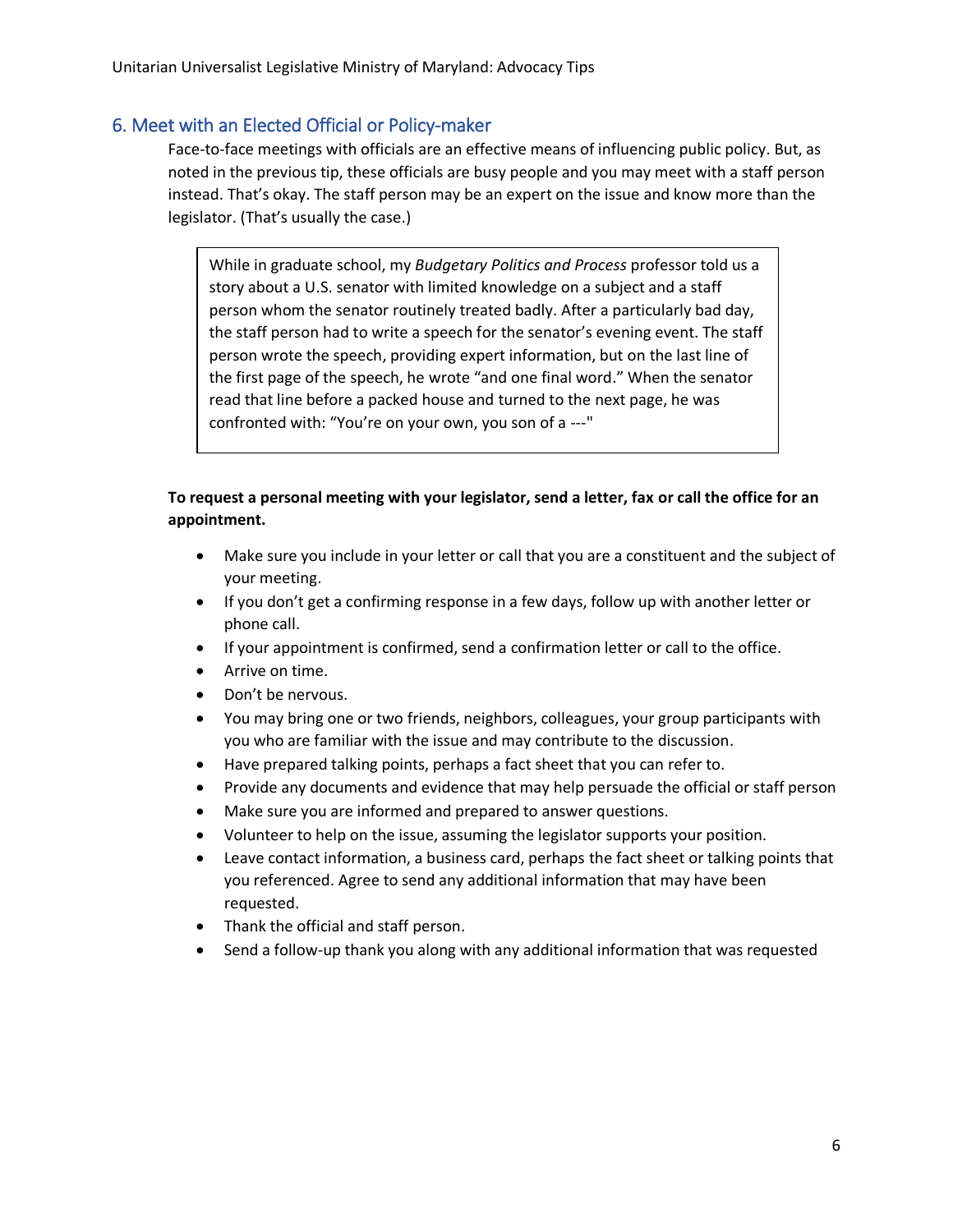## 6. Meet with an Elected Official or Policy-maker

Face-to-face meetings with officials are an effective means of influencing public policy. But, as noted in the previous tip, these officials are busy people and you may meet with a staff person instead. That's okay. The staff person may be an expert on the issue and know more than the legislator. (That's usually the case.)

> While in graduate school, my *Budgetary Politics and Process* professor told us a story about a U.S. senator with limited knowledge on a subject and a staff person whom the senator routinely treated badly. After a particularly bad day, the staff person had to write a speech for the senator's evening event. The staff person wrote the speech, providing expert information, but on the last line of the first page of the speech, he wrote "and one final word." When the senator read that line before a packed house and turned to the next page, he was confronted with: "You're on your own, you son of a ---"

**To request a personal meeting with your legislator, send a letter, fax or call the office for an appointment.**

- Make sure you include in your letter or call that you are a constituent and the subject of your meeting.
- If you don't get a confirming response in a few days, follow up with another letter or phone call.
- If your appointment is confirmed, send a confirmation letter or call to the office.
- Arrive on time.
- Don't be nervous.
- You may bring one or two friends, neighbors, colleagues, your group participants with you who are familiar with the issue and may contribute to the discussion.
- Have prepared talking points, perhaps a fact sheet that you can refer to.
- Provide any documents and evidence that may help persuade the official or staff person
- Make sure you are informed and prepared to answer questions.
- Volunteer to help on the issue, assuming the legislator supports your position.
- Leave contact information, a business card, perhaps the fact sheet or talking points that you referenced. Agree to send any additional information that may have been requested.
- Thank the official and staff person.
- Send a follow-up thank you along with any additional information that was requested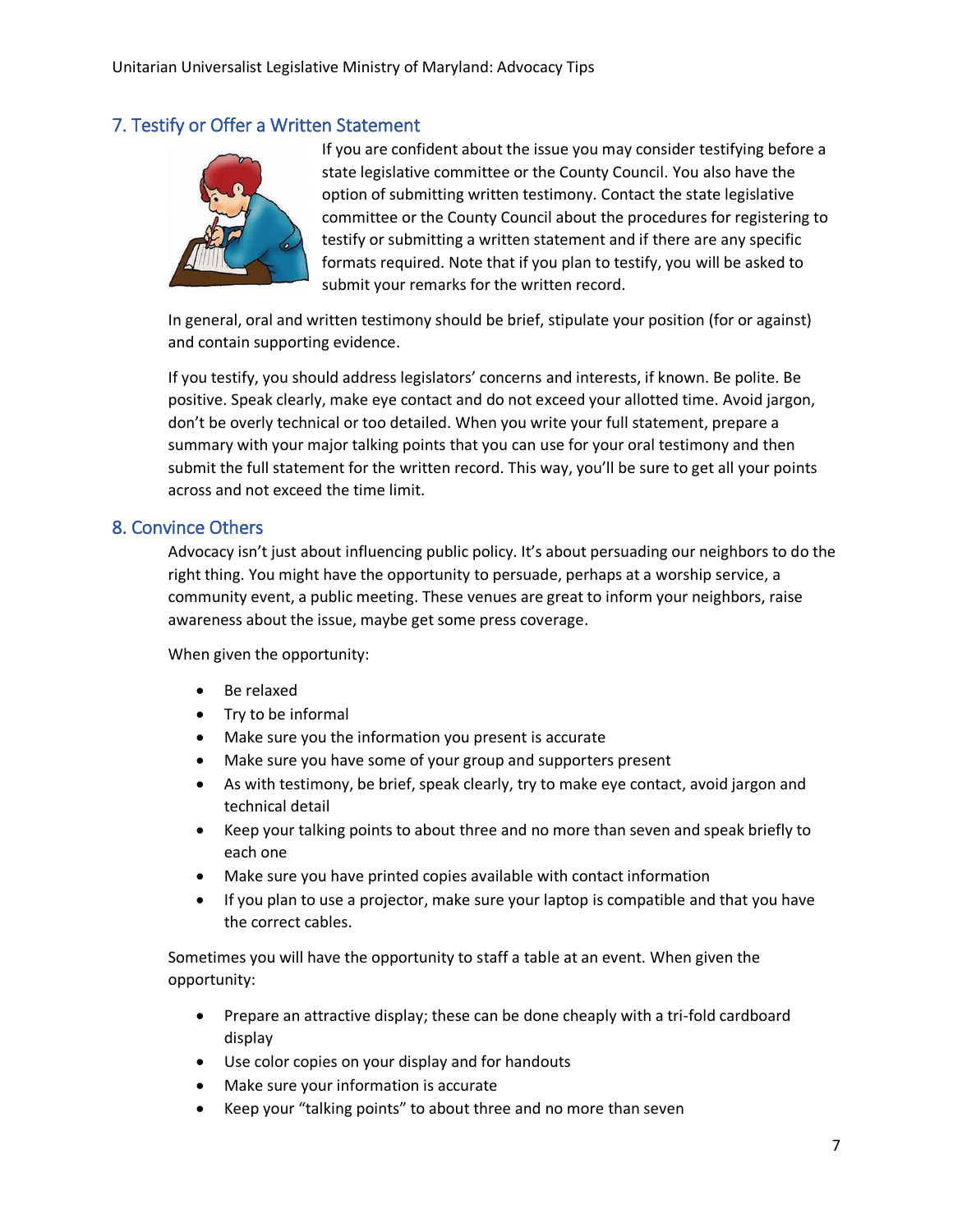## 7. Testify or Offer a Written Statement

If you are confident about the issue you may consider testifying before a state legislative committee or the County Council. You also have the option of submitting written testimony. Contact the state legislative committee or the County Council about the procedures for registering to testify or submitting a written statement and if there are any specific formats required. Note that if you plan to testify, you will be asked to submit your remarks for the written record.

In general, oral and written testimony should be brief, stipulate your position (for or against) and contain supporting evidence.

If you testify, you should address legislators' concerns and interests, if known. Be polite. Be positive. Speak clearly, make eye contact and do not exceed your allotted time. Avoid jargon, don't be overly technical or too detailed. When you write your full statement, prepare a summary with your major talking points that you can use for your oral testimony and then submit the full statement for the written record. This way, you'll be sure to get all your points across and not exceed the time limit.

## 8. Convince Others

Advocacy isn't just about influencing public policy. It's about persuading our neighbors to do the right thing. You might have the opportunity to persuade, perhaps at a worship service, a community event, a public meeting. These venues are great to inform your neighbors, raise awareness about the issue, maybe get some press coverage.

When given the opportunity:

- Be relaxed
- Try to be informal
- Make sure you the information you present is accurate
- Make sure you have some of your group and supporters present
- As with testimony, be brief, speak clearly, try to make eye contact, avoid jargon and technical detail
- Keep your talking points to about three and no more than seven and speak briefly to each one
- Make sure you have printed copies available with contact information
- If you plan to use a projector, make sure your laptop is compatible and that you have the correct cables.

Sometimes you will have the opportunity to staff a table at an event. When given the opportunity:

- Prepare an attractive display; these can be done cheaply with a tri-fold cardboard display
- Use color copies on your display and for handouts
- Make sure your information is accurate
- Keep your "talking points" to about three and no more than seven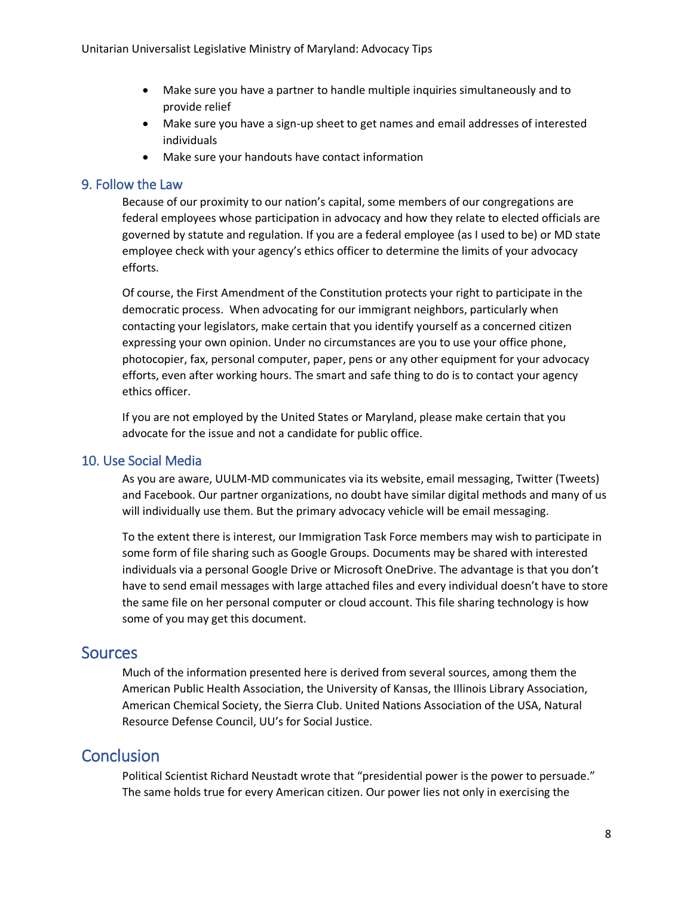- Make sure you have a partner to handle multiple inquiries simultaneously and to provide relief
- Make sure you have a sign-up sheet to get names and email addresses of interested individuals
- Make sure your handouts have contact information

### 9. Follow the Law

Because of our proximity to our nation's capital, some members of our congregations are federal employees whose participation in advocacy and how they relate to elected officials are governed by statute and regulation. If you are a federal employee (as I used to be) or MD state employee check with your agency's ethics officer to determine the limits of your advocacy efforts.

Of course, the First Amendment of the Constitution protects your right to participate in the democratic process. When advocating for our immigrant neighbors, particularly when contacting your legislators, make certain that you identify yourself as a concerned citizen expressing your own opinion. Under no circumstances are you to use your office phone, photocopier, fax, personal computer, paper, pens or any other equipment for your advocacy efforts, even after working hours. The smart and safe thing to do is to contact your agency ethics officer.

If you are not employed by the United States or Maryland, please make certain that you advocate for the issue and not a candidate for public office.

### 10. Use Social Media

As you are aware, UULM-MD communicates via its website, email messaging, Twitter (Tweets) and Facebook. Our partner organizations, no doubt have similar digital methods and many of us will individually use them. But the primary advocacy vehicle will be email messaging.

To the extent there is interest, our Immigration Task Force members may wish to participate in some form of file sharing such as Google Groups. Documents may be shared with interested individuals via a personal Google Drive or Microsoft OneDrive. The advantage is that you don't have to send email messages with large attached files and every individual doesn't have to store the same file on her personal computer or cloud account. This file sharing technology is how some of you may get this document.

## Sources

Much of the information presented here is derived from several sources, among them the American Public Health Association, the University of Kansas, the Illinois Library Association, American Chemical Society, the Sierra Club. United Nations Association of the USA, Natural Resource Defense Council, UU's for Social Justice.

## Conclusion

Political Scientist Richard Neustadt wrote that "presidential power is the power to persuade." The same holds true for every American citizen. Our power lies not only in exercising the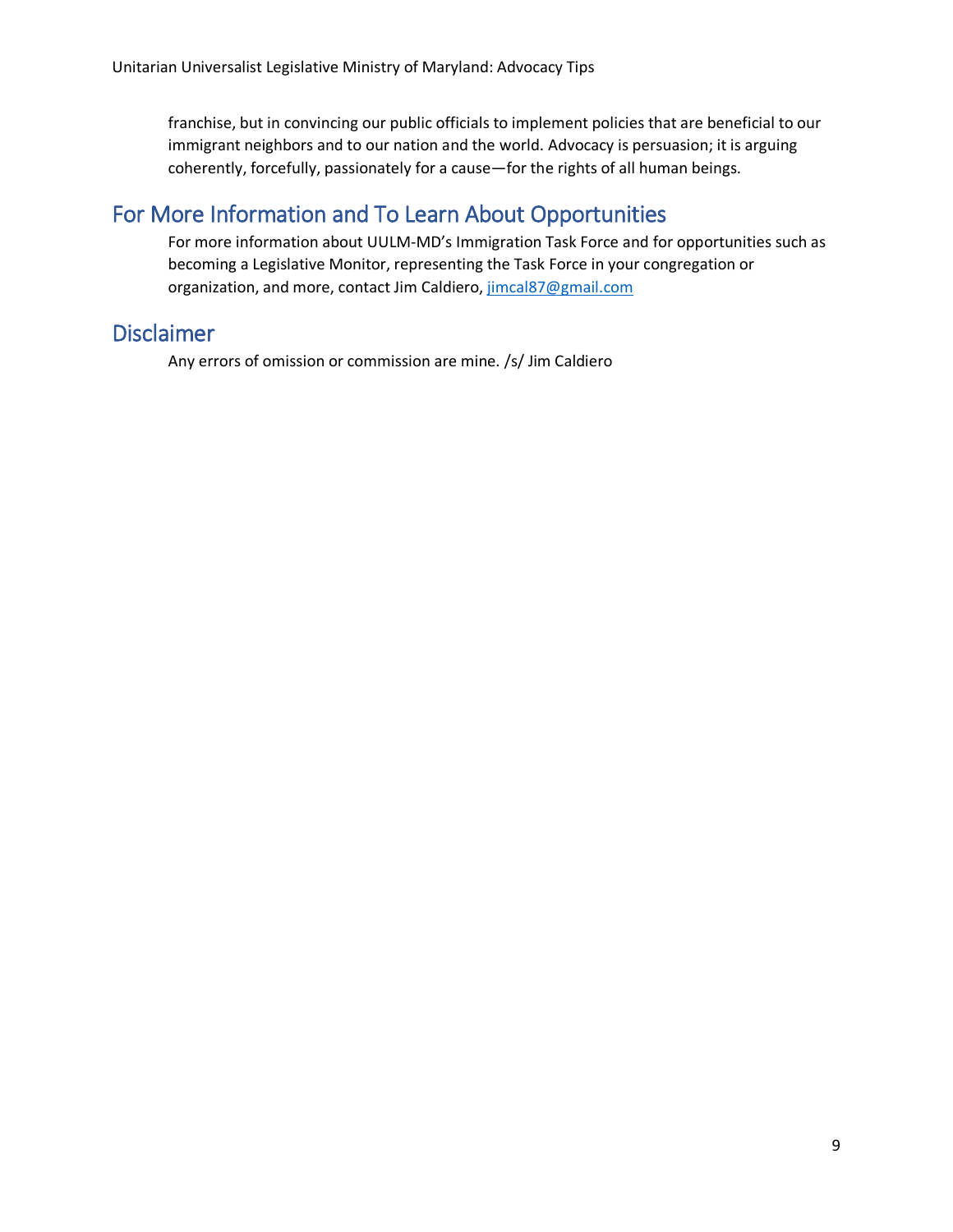franchise, but in convincing our public officials to implement policies that are beneficial to our immigrant neighbors and to our nation and the world. Advocacy is persuasion; it is arguing coherently, forcefully, passionately for a cause—for the rights of all human beings.

## For More Information and To Learn About Opportunities

For more information about UULM-MD's Immigration Task Force and for opportunities such as becoming a Legislative Monitor, representing the Task Force in your congregation or organization, and more, contact Jim Caldiero, jimcal87@gmail.com

## Disclaimer

Any errors of omission or commission are mine. /s/ Jim Caldiero